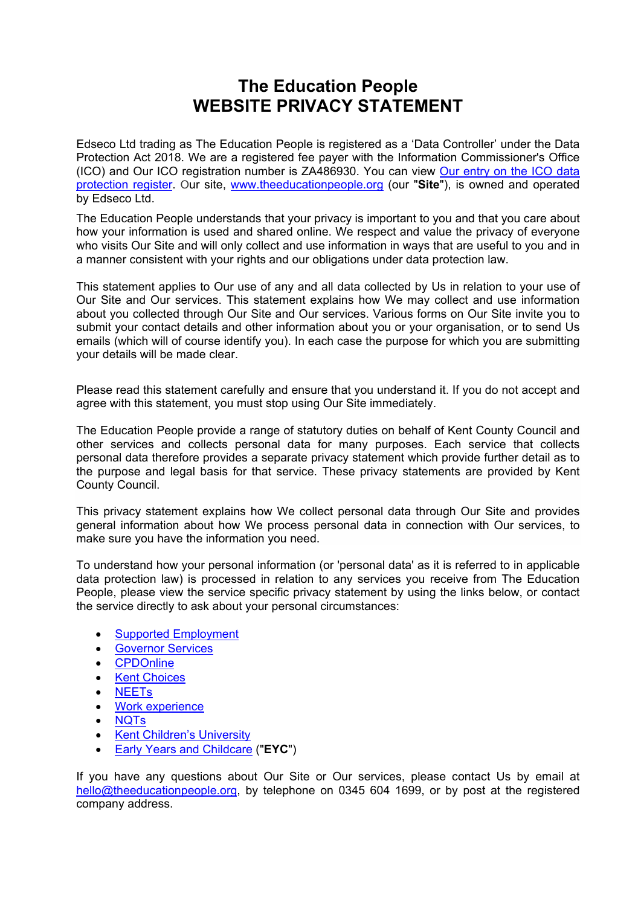# The Education People
# WEBSITE PRIVACY STATEMENT

Edseco Ltd trading as The Education People is registered as a 'Data Controller' under the Data Protection Act 2018. We are a registered fee payer with the Information Commissioner's Office (ICO) and Our ICO registration number is ZA486930. You can view Our entry on the ICO data protection register. Our site, www.theeducationpeople.org (our "**Site**"), is owned and operated by Edseco Ltd.

The Education People understands that your privacy is important to you and that you care about how your information is used and shared online. We respect and value the privacy of everyone who visits Our Site and will only collect and use information in ways that are useful to you and in a manner consistent with your rights and our obligations under data protection law.

This statement applies to Our use of any and all data collected by Us in relation to your use of Our Site and Our services. This statement explains how We may collect and use information about you collected through Our Site and Our services. Various forms on Our Site invite you to submit your contact details and other information about you or your organisation, or to send Us emails (which will of course identify you). In each case the purpose for which you are submitting your details will be made clear.

Please read this statement carefully and ensure that you understand it. If you do not accept and agree with this statement, you must stop using Our Site immediately.

The Education People provide a range of statutory duties on behalf of Kent County Council and other services and collects personal data for many purposes. Each service that collects personal data therefore provides a separate privacy statement which provide further detail as to the purpose and legal basis for that service. These privacy statements are provided by Kent County Council.

This privacy statement explains how We collect personal data through Our Site and provides general information about how We process personal data in connection with Our services, to make sure you have the information you need.

To understand how your personal information (or 'personal data' as it is referred to in applicable data protection law) is processed in relation to any services you receive from The Education People, please view the service specific privacy statement by using the links below, or contact the service directly to ask about your personal circumstances:

- Supported Employment
- Governor Services
- CPDOnline
- Kent Choices
- NEETs
- Work experience
- NQTs
- Kent Children's University
- Early Years and Childcare ("**EYC**")

If you have any questions about Our Site or Our services, please contact Us by email at hello@theeducationpeople.org, by telephone on 0345 604 1699, or by post at the registered company address.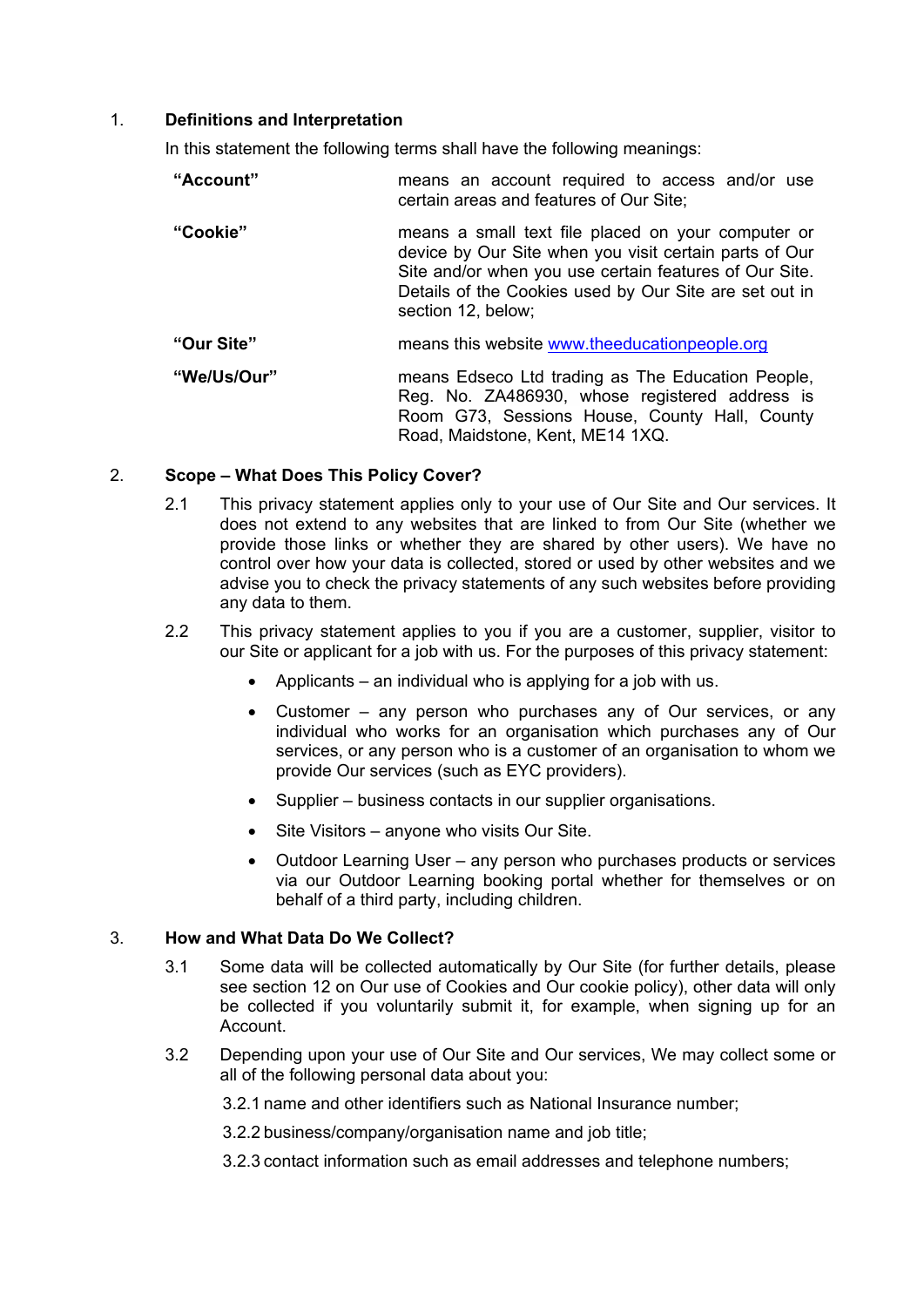## 1. Definitions and Interpretation

In this statement the following terms shall have the following meanings:

| | |
|---|---|
| **"Account"** | means an account required to access and/or use certain areas and features of Our Site; |
| **"Cookie"** | means a small text file placed on your computer or device by Our Site when you visit certain parts of Our Site and/or when you use certain features of Our Site. Details of the Cookies used by Our Site are set out in section 12, below; |
| **"Our Site"** | means this website www.theeducationpeople.org |
| **"We/Us/Our"** | means Edseco Ltd trading as The Education People, Reg. No. ZA486930, whose registered address is Room G73, Sessions House, County Hall, County Road, Maidstone, Kent, ME14 1XQ. |

## 2. Scope – What Does This Policy Cover?

2.1 This privacy statement applies only to your use of Our Site and Our services. It does not extend to any websites that are linked to from Our Site (whether we provide those links or whether they are shared by other users). We have no control over how your data is collected, stored or used by other websites and we advise you to check the privacy statements of any such websites before providing any data to them.

2.2 This privacy statement applies to you if you are a customer, supplier, visitor to our Site or applicant for a job with us. For the purposes of this privacy statement:

- Applicants – an individual who is applying for a job with us.
- Customer – any person who purchases any of Our services, or any individual who works for an organisation which purchases any of Our services, or any person who is a customer of an organisation to whom we provide Our services (such as EYC providers).
- Supplier – business contacts in our supplier organisations.
- Site Visitors – anyone who visits Our Site.
- Outdoor Learning User – any person who purchases products or services via our Outdoor Learning booking portal whether for themselves or on behalf of a third party, including children.

## 3. How and What Data Do We Collect?

3.1 Some data will be collected automatically by Our Site (for further details, please see section 12 on Our use of Cookies and Our cookie policy), other data will only be collected if you voluntarily submit it, for example, when signing up for an Account.

3.2 Depending upon your use of Our Site and Our services, We may collect some or all of the following personal data about you:

3.2.1 name and other identifiers such as National Insurance number;

3.2.2 business/company/organisation name and job title;

3.2.3 contact information such as email addresses and telephone numbers;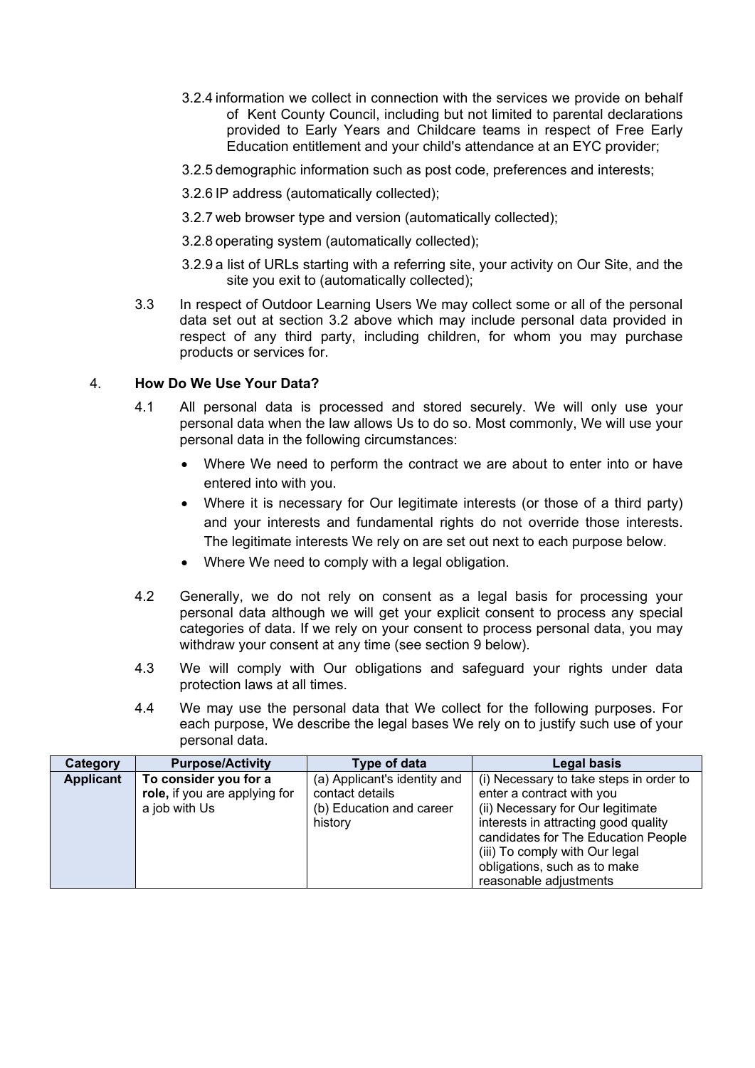3.2.4 information we collect in connection with the services we provide on behalf of Kent County Council, including but not limited to parental declarations provided to Early Years and Childcare teams in respect of Free Early Education entitlement and your child's attendance at an EYC provider;

3.2.5 demographic information such as post code, preferences and interests;

3.2.6 IP address (automatically collected);

3.2.7 web browser type and version (automatically collected);

3.2.8 operating system (automatically collected);

3.2.9 a list of URLs starting with a referring site, your activity on Our Site, and the site you exit to (automatically collected);

3.3 In respect of Outdoor Learning Users We may collect some or all of the personal data set out at section 3.2 above which may include personal data provided in respect of any third party, including children, for whom you may purchase products or services for.

## 4. How Do We Use Your Data?

4.1 All personal data is processed and stored securely. We will only use your personal data when the law allows Us to do so. Most commonly, We will use your personal data in the following circumstances:

- Where We need to perform the contract we are about to enter into or have entered into with you.
- Where it is necessary for Our legitimate interests (or those of a third party) and your interests and fundamental rights do not override those interests. The legitimate interests We rely on are set out next to each purpose below.
- Where We need to comply with a legal obligation.

4.2 Generally, we do not rely on consent as a legal basis for processing your personal data although we will get your explicit consent to process any special categories of data. If we rely on your consent to process personal data, you may withdraw your consent at any time (see section 9 below).

4.3 We will comply with Our obligations and safeguard your rights under data protection laws at all times.

4.4 We may use the personal data that We collect for the following purposes. For each purpose, We describe the legal bases We rely on to justify such use of your personal data.

| Category | Purpose/Activity | Type of data | Legal basis |
|---|---|---|---|
| **Applicant** | **To consider you for a role,** if you are applying for a job with Us | (a) Applicant's identity and contact details<br>(b) Education and career history | (i) Necessary to take steps in order to enter a contract with you<br>(ii) Necessary for Our legitimate interests in attracting good quality candidates for The Education People<br>(iii) To comply with Our legal obligations, such as to make reasonable adjustments |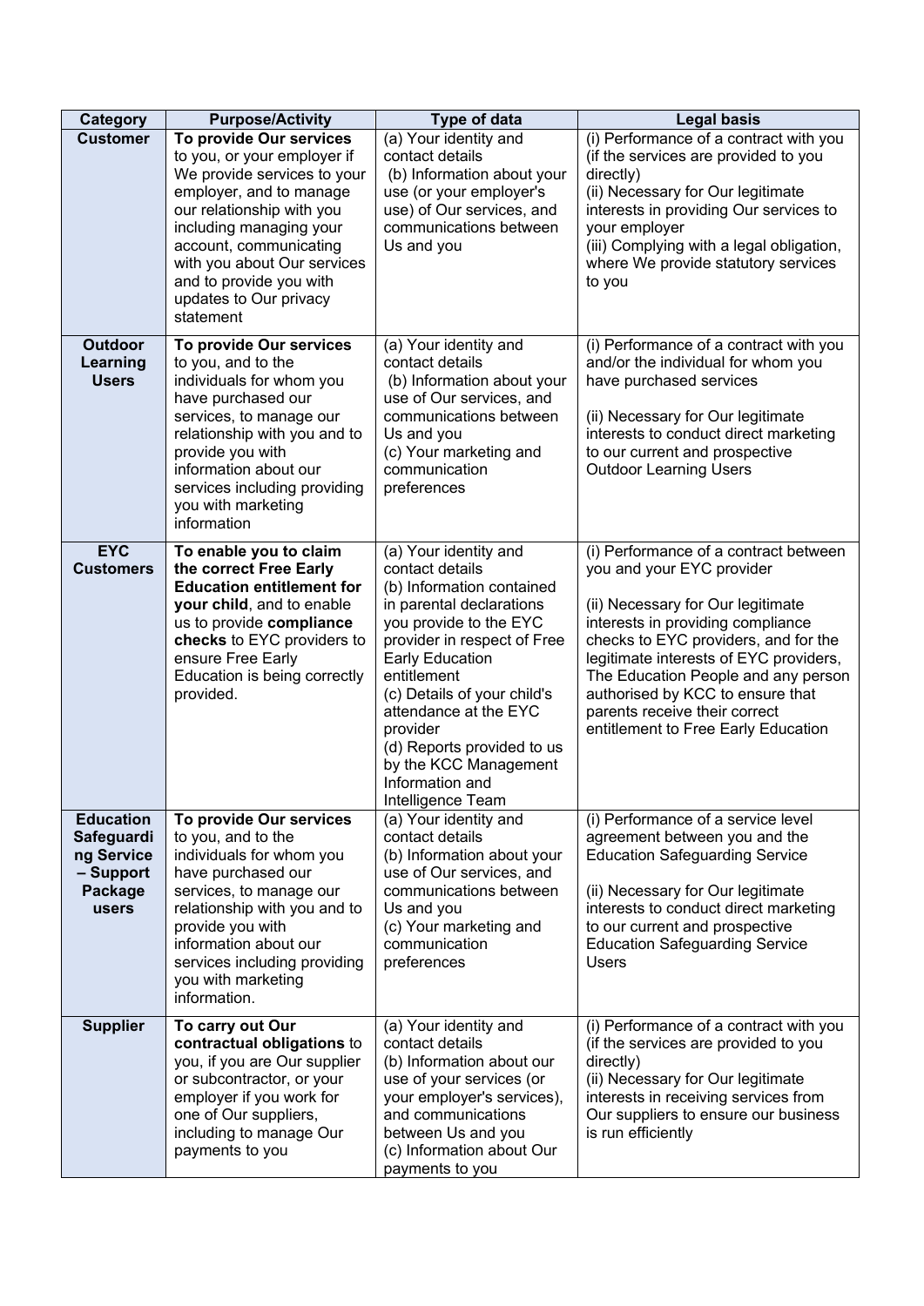| Category | Purpose/Activity | Type of data | Legal basis |
|---|---|---|---|
| **Customer** | **To provide Our services** to you, or your employer if We provide services to your employer, and to manage our relationship with you including managing your account, communicating with you about Our services and to provide you with updates to Our privacy statement | (a) Your identity and contact details<br>(b) Information about your use (or your employer's use) of Our services, and communications between Us and you | (i) Performance of a contract with you (if the services are provided to you directly)<br>(ii) Necessary for Our legitimate interests in providing Our services to your employer<br>(iii) Complying with a legal obligation, where We provide statutory services to you |
| **Outdoor Learning Users** | **To provide Our services** to you, and to the individuals for whom you have purchased our services, to manage our relationship with you and to provide you with information about our services including providing you with marketing information | (a) Your identity and contact details<br>(b) Information about your use of Our services, and communications between Us and you<br>(c) Your marketing and communication preferences | (i) Performance of a contract with you and/or the individual for whom you have purchased services<br><br>(ii) Necessary for Our legitimate interests to conduct direct marketing to our current and prospective Outdoor Learning Users |
| **EYC Customers** | **To enable you to claim the correct Free Early Education entitlement for your child**, and to enable us to provide **compliance checks** to EYC providers to ensure Free Early Education is being correctly provided. | (a) Your identity and contact details<br>(b) Information contained in parental declarations you provide to the EYC provider in respect of Free Early Education entitlement<br>(c) Details of your child's attendance at the EYC provider<br>(d) Reports provided to us by the KCC Management Information and Intelligence Team | (i) Performance of a contract between you and your EYC provider<br><br>(ii) Necessary for Our legitimate interests in providing compliance checks to EYC providers, and for the legitimate interests of EYC providers, The Education People and any person authorised by KCC to ensure that parents receive their correct entitlement to Free Early Education |
| **Education Safeguarding Service – Support Package users** | **To provide Our services** to you, and to the individuals for whom you have purchased our services, to manage our relationship with you and to provide you with information about our services including providing you with marketing information. | (a) Your identity and contact details<br>(b) Information about your use of Our services, and communications between Us and you<br>(c) Your marketing and communication preferences | (i) Performance of a service level agreement between you and the Education Safeguarding Service<br><br>(ii) Necessary for Our legitimate interests to conduct direct marketing to our current and prospective Education Safeguarding Service Users |
| **Supplier** | **To carry out Our contractual obligations** to you, if you are Our supplier or subcontractor, or your employer if you work for one of Our suppliers, including to manage Our payments to you | (a) Your identity and contact details<br>(b) Information about our use of your services (or your employer's services), and communications between Us and you<br>(c) Information about Our payments to you | (i) Performance of a contract with you (if the services are provided to you directly)<br>(ii) Necessary for Our legitimate interests in receiving services from Our suppliers to ensure our business is run efficiently |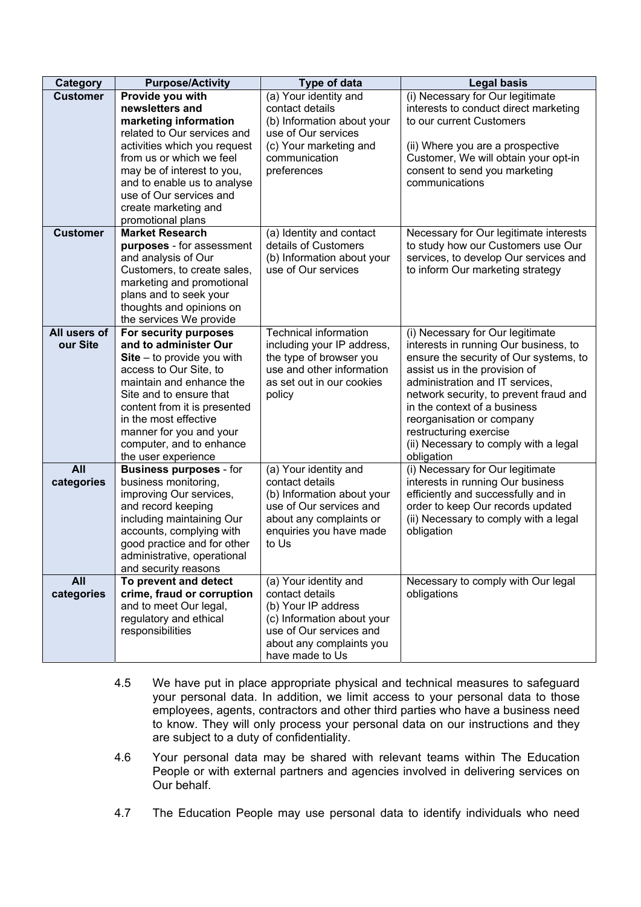| Category | Purpose/Activity | Type of data | Legal basis |
|---|---|---|---|
| **Customer** | **Provide you with newsletters and marketing information** related to Our services and activities which you request from us or which we feel may be of interest to you, and to enable us to analyse use of Our services and create marketing and promotional plans | (a) Your identity and contact details<br>(b) Information about your use of Our services<br>(c) Your marketing and communication preferences | (i) Necessary for Our legitimate interests to conduct direct marketing to our current Customers<br><br>(ii) Where you are a prospective Customer, We will obtain your opt-in consent to send you marketing communications |
| **Customer** | **Market Research purposes** - for assessment and analysis of Our Customers, to create sales, marketing and promotional plans and to seek your thoughts and opinions on the services We provide | (a) Identity and contact details of Customers<br>(b) Information about your use of Our services | Necessary for Our legitimate interests to study how our Customers use Our services, to develop Our services and to inform Our marketing strategy |
| **All users of our Site** | **For security purposes and to administer Our Site** – to provide you with access to Our Site, to maintain and enhance the Site and to ensure that content from it is presented in the most effective manner for you and your computer, and to enhance the user experience | Technical information including your IP address, the type of browser you use and other information as set out in our cookies policy | (i) Necessary for Our legitimate interests in running Our business, to ensure the security of Our systems, to assist us in the provision of administration and IT services, network security, to prevent fraud and in the context of a business reorganisation or company restructuring exercise<br>(ii) Necessary to comply with a legal obligation |
| **All categories** | **Business purposes** - for business monitoring, improving Our services, and record keeping including maintaining Our accounts, complying with good practice and for other administrative, operational and security reasons | (a) Your identity and contact details<br>(b) Information about your use of Our services and about any complaints or enquiries you have made to Us | (i) Necessary for Our legitimate interests in running Our business efficiently and successfully and in order to keep Our records updated<br>(ii) Necessary to comply with a legal obligation |
| **All categories** | **To prevent and detect crime, fraud or corruption** and to meet Our legal, regulatory and ethical responsibilities | (a) Your identity and contact details<br>(b) Your IP address<br>(c) Information about your use of Our services and about any complaints you have made to Us | Necessary to comply with Our legal obligations |

4.5 We have put in place appropriate physical and technical measures to safeguard your personal data. In addition, we limit access to your personal data to those employees, agents, contractors and other third parties who have a business need to know. They will only process your personal data on our instructions and they are subject to a duty of confidentiality.

4.6 Your personal data may be shared with relevant teams within The Education People or with external partners and agencies involved in delivering services on Our behalf.

4.7 The Education People may use personal data to identify individuals who need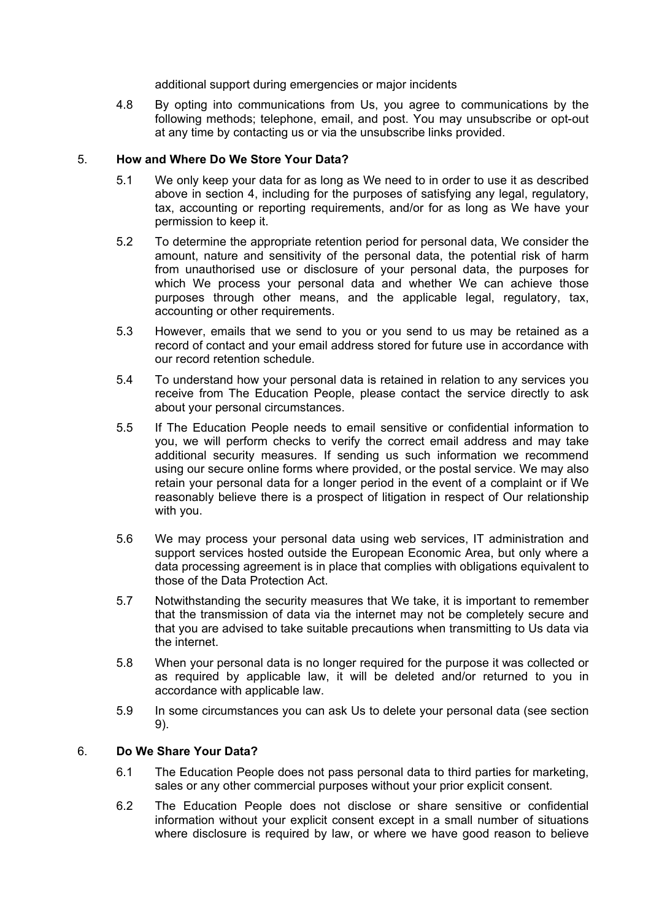additional support during emergencies or major incidents

4.8 By opting into communications from Us, you agree to communications by the following methods; telephone, email, and post. You may unsubscribe or opt-out at any time by contacting us or via the unsubscribe links provided.

## 5. **How and Where Do We Store Your Data?**

5.1 We only keep your data for as long as We need to in order to use it as described above in section 4, including for the purposes of satisfying any legal, regulatory, tax, accounting or reporting requirements, and/or for as long as We have your permission to keep it.

5.2 To determine the appropriate retention period for personal data, We consider the amount, nature and sensitivity of the personal data, the potential risk of harm from unauthorised use or disclosure of your personal data, the purposes for which We process your personal data and whether We can achieve those purposes through other means, and the applicable legal, regulatory, tax, accounting or other requirements.

5.3 However, emails that we send to you or you send to us may be retained as a record of contact and your email address stored for future use in accordance with our record retention schedule.

5.4 To understand how your personal data is retained in relation to any services you receive from The Education People, please contact the service directly to ask about your personal circumstances.

5.5 If The Education People needs to email sensitive or confidential information to you, we will perform checks to verify the correct email address and may take additional security measures. If sending us such information we recommend using our secure online forms where provided, or the postal service. We may also retain your personal data for a longer period in the event of a complaint or if We reasonably believe there is a prospect of litigation in respect of Our relationship with you.

5.6 We may process your personal data using web services, IT administration and support services hosted outside the European Economic Area, but only where a data processing agreement is in place that complies with obligations equivalent to those of the Data Protection Act.

5.7 Notwithstanding the security measures that We take, it is important to remember that the transmission of data via the internet may not be completely secure and that you are advised to take suitable precautions when transmitting to Us data via the internet.

5.8 When your personal data is no longer required for the purpose it was collected or as required by applicable law, it will be deleted and/or returned to you in accordance with applicable law.

5.9 In some circumstances you can ask Us to delete your personal data (see section 9).

## 6. **Do We Share Your Data?**

6.1 The Education People does not pass personal data to third parties for marketing, sales or any other commercial purposes without your prior explicit consent.

6.2 The Education People does not disclose or share sensitive or confidential information without your explicit consent except in a small number of situations where disclosure is required by law, or where we have good reason to believe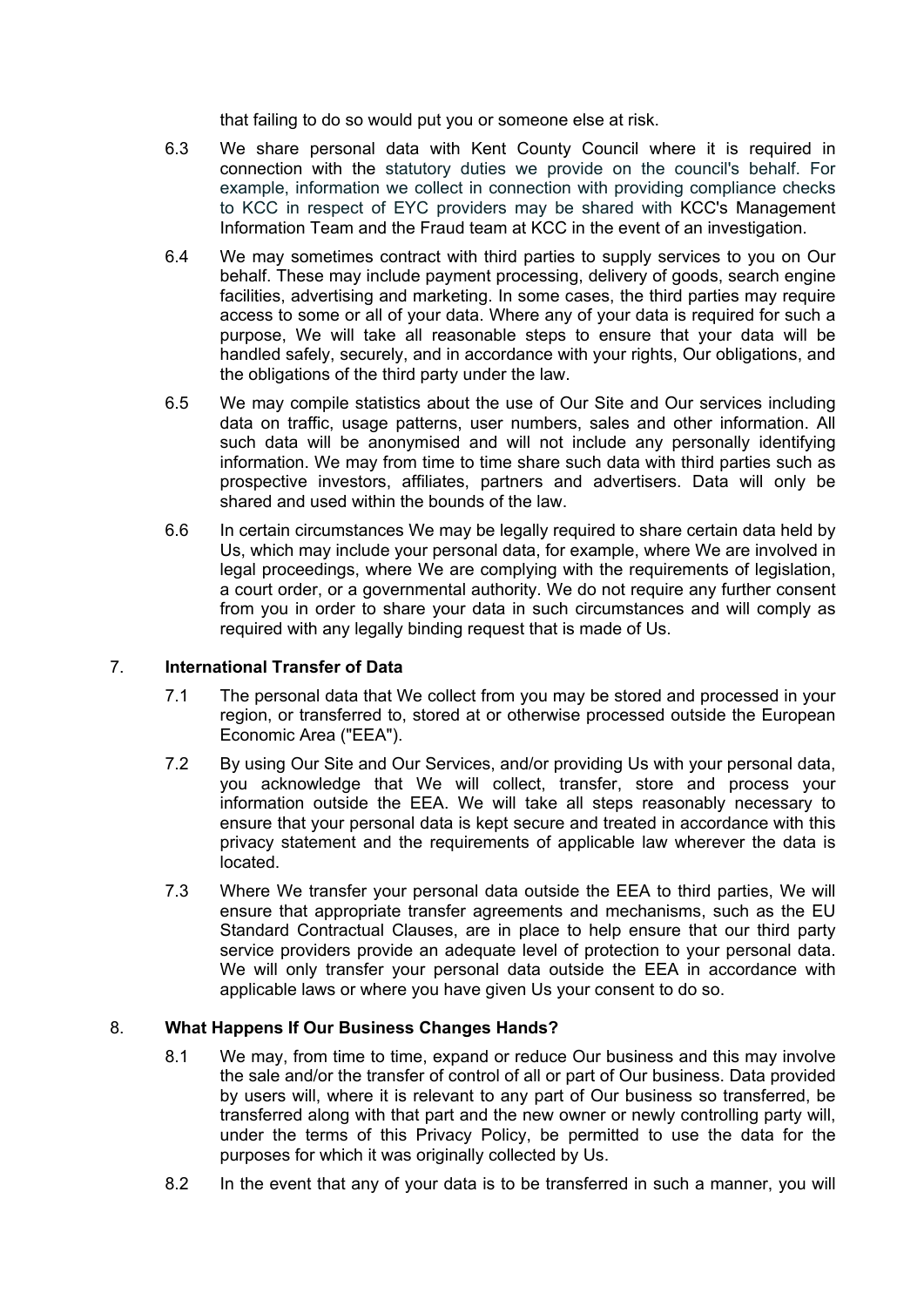that failing to do so would put you or someone else at risk.

6.3 We share personal data with Kent County Council where it is required in connection with the statutory duties we provide on the council's behalf. For example, information we collect in connection with providing compliance checks to KCC in respect of EYC providers may be shared with KCC's Management Information Team and the Fraud team at KCC in the event of an investigation.

6.4 We may sometimes contract with third parties to supply services to you on Our behalf. These may include payment processing, delivery of goods, search engine facilities, advertising and marketing. In some cases, the third parties may require access to some or all of your data. Where any of your data is required for such a purpose, We will take all reasonable steps to ensure that your data will be handled safely, securely, and in accordance with your rights, Our obligations, and the obligations of the third party under the law.

6.5 We may compile statistics about the use of Our Site and Our services including data on traffic, usage patterns, user numbers, sales and other information. All such data will be anonymised and will not include any personally identifying information. We may from time to time share such data with third parties such as prospective investors, affiliates, partners and advertisers. Data will only be shared and used within the bounds of the law.

6.6 In certain circumstances We may be legally required to share certain data held by Us, which may include your personal data, for example, where We are involved in legal proceedings, where We are complying with the requirements of legislation, a court order, or a governmental authority. We do not require any further consent from you in order to share your data in such circumstances and will comply as required with any legally binding request that is made of Us.

## 7. International Transfer of Data

7.1 The personal data that We collect from you may be stored and processed in your region, or transferred to, stored at or otherwise processed outside the European Economic Area ("EEA").

7.2 By using Our Site and Our Services, and/or providing Us with your personal data, you acknowledge that We will collect, transfer, store and process your information outside the EEA. We will take all steps reasonably necessary to ensure that your personal data is kept secure and treated in accordance with this privacy statement and the requirements of applicable law wherever the data is located.

7.3 Where We transfer your personal data outside the EEA to third parties, We will ensure that appropriate transfer agreements and mechanisms, such as the EU Standard Contractual Clauses, are in place to help ensure that our third party service providers provide an adequate level of protection to your personal data. We will only transfer your personal data outside the EEA in accordance with applicable laws or where you have given Us your consent to do so.

## 8. What Happens If Our Business Changes Hands?

8.1 We may, from time to time, expand or reduce Our business and this may involve the sale and/or the transfer of control of all or part of Our business. Data provided by users will, where it is relevant to any part of Our business so transferred, be transferred along with that part and the new owner or newly controlling party will, under the terms of this Privacy Policy, be permitted to use the data for the purposes for which it was originally collected by Us.

8.2 In the event that any of your data is to be transferred in such a manner, you will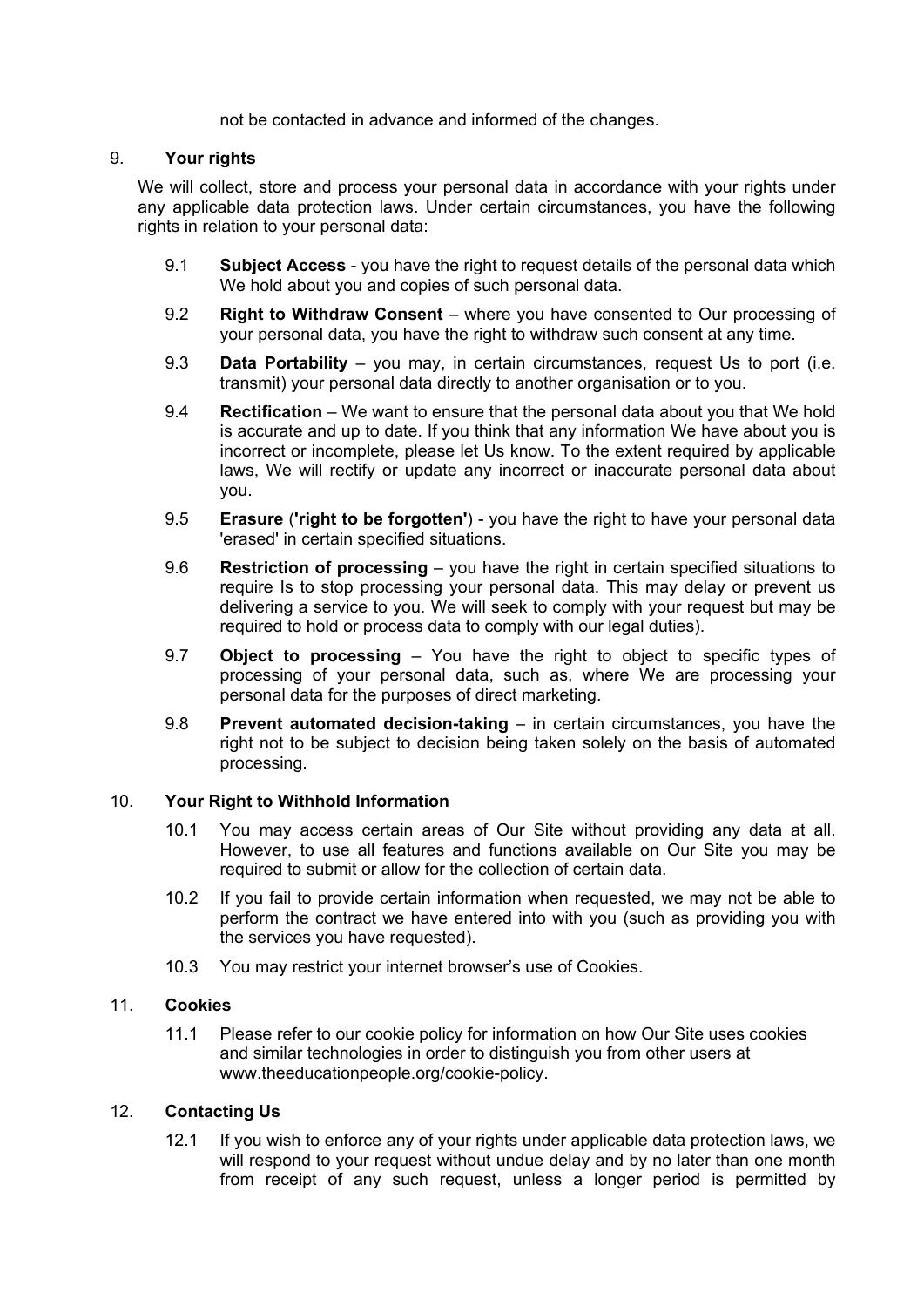not be contacted in advance and informed of the changes.

## 9. Your rights

We will collect, store and process your personal data in accordance with your rights under any applicable data protection laws. Under certain circumstances, you have the following rights in relation to your personal data:

9.1 **Subject Access** - you have the right to request details of the personal data which We hold about you and copies of such personal data.

9.2 **Right to Withdraw Consent** – where you have consented to Our processing of your personal data, you have the right to withdraw such consent at any time.

9.3 **Data Portability** – you may, in certain circumstances, request Us to port (i.e. transmit) your personal data directly to another organisation or to you.

9.4 **Rectification** – We want to ensure that the personal data about you that We hold is accurate and up to date. If you think that any information We have about you is incorrect or incomplete, please let Us know. To the extent required by applicable laws, We will rectify or update any incorrect or inaccurate personal data about you.

9.5 **Erasure** (**'right to be forgotten'**) - you have the right to have your personal data 'erased' in certain specified situations.

9.6 **Restriction of processing** – you have the right in certain specified situations to require Is to stop processing your personal data. This may delay or prevent us delivering a service to you. We will seek to comply with your request but may be required to hold or process data to comply with our legal duties).

9.7 **Object to processing** – You have the right to object to specific types of processing of your personal data, such as, where We are processing your personal data for the purposes of direct marketing.

9.8 **Prevent automated decision-taking** – in certain circumstances, you have the right not to be subject to decision being taken solely on the basis of automated processing.

## 10. Your Right to Withhold Information

10.1 You may access certain areas of Our Site without providing any data at all. However, to use all features and functions available on Our Site you may be required to submit or allow for the collection of certain data.

10.2 If you fail to provide certain information when requested, we may not be able to perform the contract we have entered into with you (such as providing you with the services you have requested).

10.3 You may restrict your internet browser's use of Cookies.

## 11. Cookies

11.1 Please refer to our cookie policy for information on how Our Site uses cookies and similar technologies in order to distinguish you from other users at www.theeducationpeople.org/cookie-policy.

## 12. Contacting Us

12.1 If you wish to enforce any of your rights under applicable data protection laws, we will respond to your request without undue delay and by no later than one month from receipt of any such request, unless a longer period is permitted by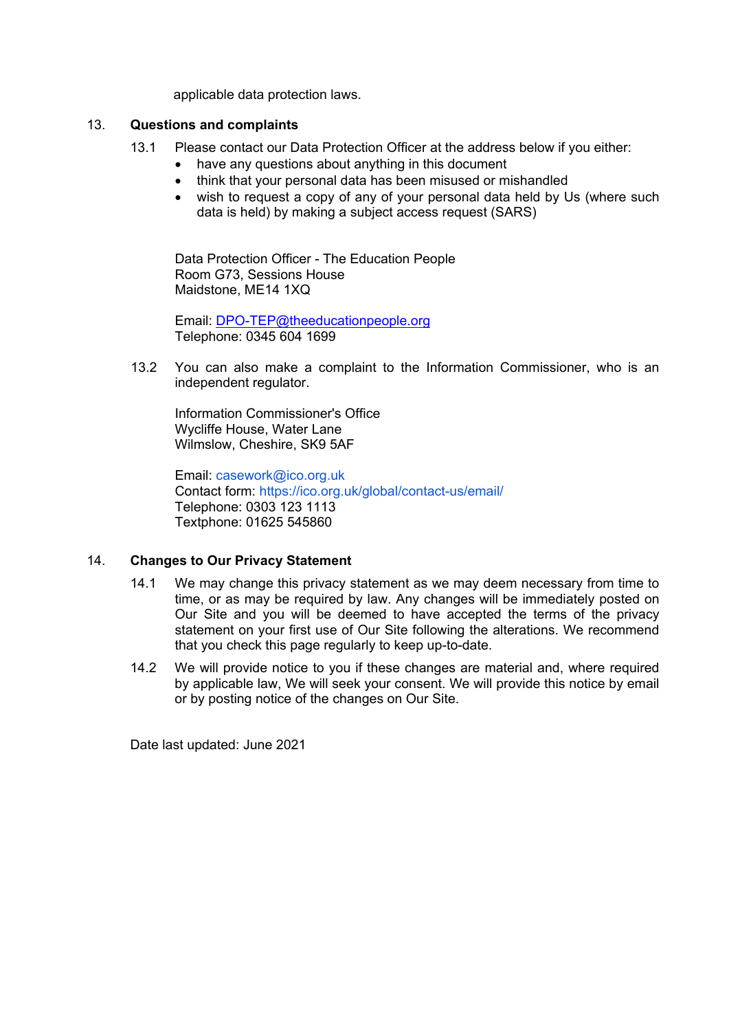applicable data protection laws.

## 13. Questions and complaints

13.1 Please contact our Data Protection Officer at the address below if you either:

- have any questions about anything in this document
- think that your personal data has been misused or mishandled
- wish to request a copy of any of your personal data held by Us (where such data is held) by making a subject access request (SARS)

Data Protection Officer - The Education People
Room G73, Sessions House
Maidstone, ME14 1XQ

Email: DPO-TEP@theeducationpeople.org
Telephone: 0345 604 1699

13.2 You can also make a complaint to the Information Commissioner, who is an independent regulator.

Information Commissioner's Office
Wycliffe House, Water Lane
Wilmslow, Cheshire, SK9 5AF

Email: casework@ico.org.uk
Contact form: https://ico.org.uk/global/contact-us/email/
Telephone: 0303 123 1113
Textphone: 01625 545860

## 14. Changes to Our Privacy Statement

14.1 We may change this privacy statement as we may deem necessary from time to time, or as may be required by law. Any changes will be immediately posted on Our Site and you will be deemed to have accepted the terms of the privacy statement on your first use of Our Site following the alterations. We recommend that you check this page regularly to keep up-to-date.

14.2 We will provide notice to you if these changes are material and, where required by applicable law, We will seek your consent. We will provide this notice by email or by posting notice of the changes on Our Site.

Date last updated: June 2021